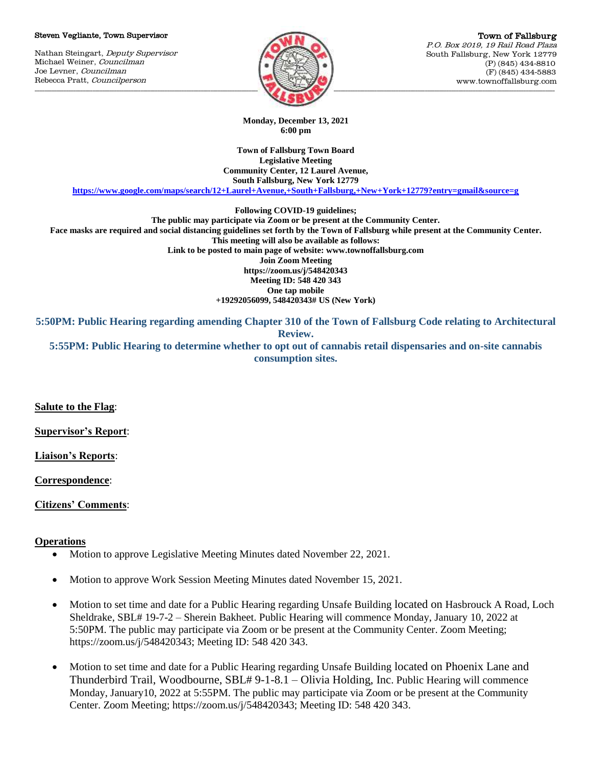Steven Vegliante, Town Supervisor

Nathan Steingart, *Deputy Supervisor*
Michael Weiner, *Councilman*
Joe Levner, *Councilman*
Rebecca Pratt, *Councilperson*

Town of Fallsburg
*P.O. Box 2019, 19 Rail Road Plaza*
South Fallsburg, New York 12779
(P) (845) 434-8810
(F) (845) 434-5883
www.townoffallsburg.com

**Monday, December 13, 2021**
**6:00 pm**

**Town of Fallsburg Town Board**
**Legislative Meeting**
**Community Center, 12 Laurel Avenue,**
**South Fallsburg, New York 12779**
**https://www.google.com/maps/search/12+Laurel+Avenue,+South+Fallsburg,+New+York+12779?entry=gmail&source=g**

**Following COVID-19 guidelines;**
**The public may participate via Zoom or be present at the Community Center.**
**Face masks are required and social distancing guidelines set forth by the Town of Fallsburg while present at the Community Center.**
**This meeting will also be available as follows:**
**Link to be posted to main page of website: www.townoffallsburg.com**
**Join Zoom Meeting**
**https://zoom.us/j/548420343**
**Meeting ID: 548 420 343**
**One tap mobile**
**+19292056099, 548420343# US (New York)**

**5:50PM: Public Hearing regarding amending Chapter 310 of the Town of Fallsburg Code relating to Architectural Review.**
**5:55PM: Public Hearing to determine whether to opt out of cannabis retail dispensaries and on-site cannabis consumption sites.**

**Salute to the Flag**:

**Supervisor's Report**:

**Liaison's Reports**:

**Correspondence**:

**Citizens' Comments**:

**Operations**

- Motion to approve Legislative Meeting Minutes dated November 22, 2021.
- Motion to approve Work Session Meeting Minutes dated November 15, 2021.
- Motion to set time and date for a Public Hearing regarding Unsafe Building located on Hasbrouck A Road, Loch Sheldrake, SBL# 19-7-2 – Sherein Bakheet. Public Hearing will commence Monday, January 10, 2022 at 5:50PM. The public may participate via Zoom or be present at the Community Center. Zoom Meeting; https://zoom.us/j/548420343; Meeting ID: 548 420 343.
- Motion to set time and date for a Public Hearing regarding Unsafe Building located on Phoenix Lane and Thunderbird Trail, Woodbourne, SBL# 9-1-8.1 – Olivia Holding, Inc. Public Hearing will commence Monday, January10, 2022 at 5:55PM. The public may participate via Zoom or be present at the Community Center. Zoom Meeting; https://zoom.us/j/548420343; Meeting ID: 548 420 343.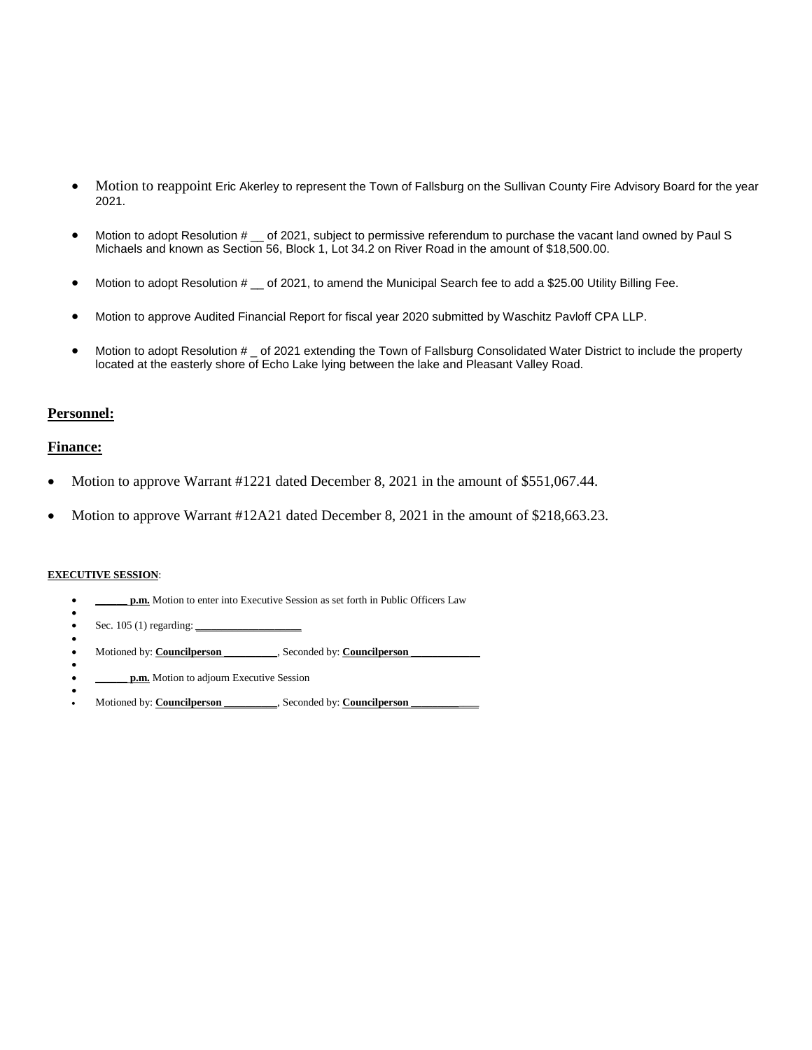- Motion to reappoint Eric Akerley to represent the Town of Fallsburg on the Sullivan County Fire Advisory Board for the year 2021.

- Motion to adopt Resolution # __ of 2021, subject to permissive referendum to purchase the vacant land owned by Paul S Michaels and known as Section 56, Block 1, Lot 34.2 on River Road in the amount of $18,500.00.

- Motion to adopt Resolution # __ of 2021, to amend the Municipal Search fee to add a $25.00 Utility Billing Fee.

- Motion to approve Audited Financial Report for fiscal year 2020 submitted by Waschitz Pavloff CPA LLP.

- Motion to adopt Resolution # _ of 2021 extending the Town of Fallsburg Consolidated Water District to include the property located at the easterly shore of Echo Lake lying between the lake and Pleasant Valley Road.

## Personnel:

## Finance:

- Motion to approve Warrant #1221 dated December 8, 2021 in the amount of $551,067.44.

- Motion to approve Warrant #12A21 dated December 8, 2021 in the amount of $218,663.23.

**EXECUTIVE SESSION**:

- **______ p.m.** Motion to enter into Executive Session as set forth in Public Officers Law
- Sec. 105 (1) regarding: ____________________
- Motioned by: **Councilperson __________**, Seconded by: **Councilperson _____________**
- **______ p.m.** Motion to adjourn Executive Session
- Motioned by: **Councilperson __________**, Seconded by: **Councilperson _____________**